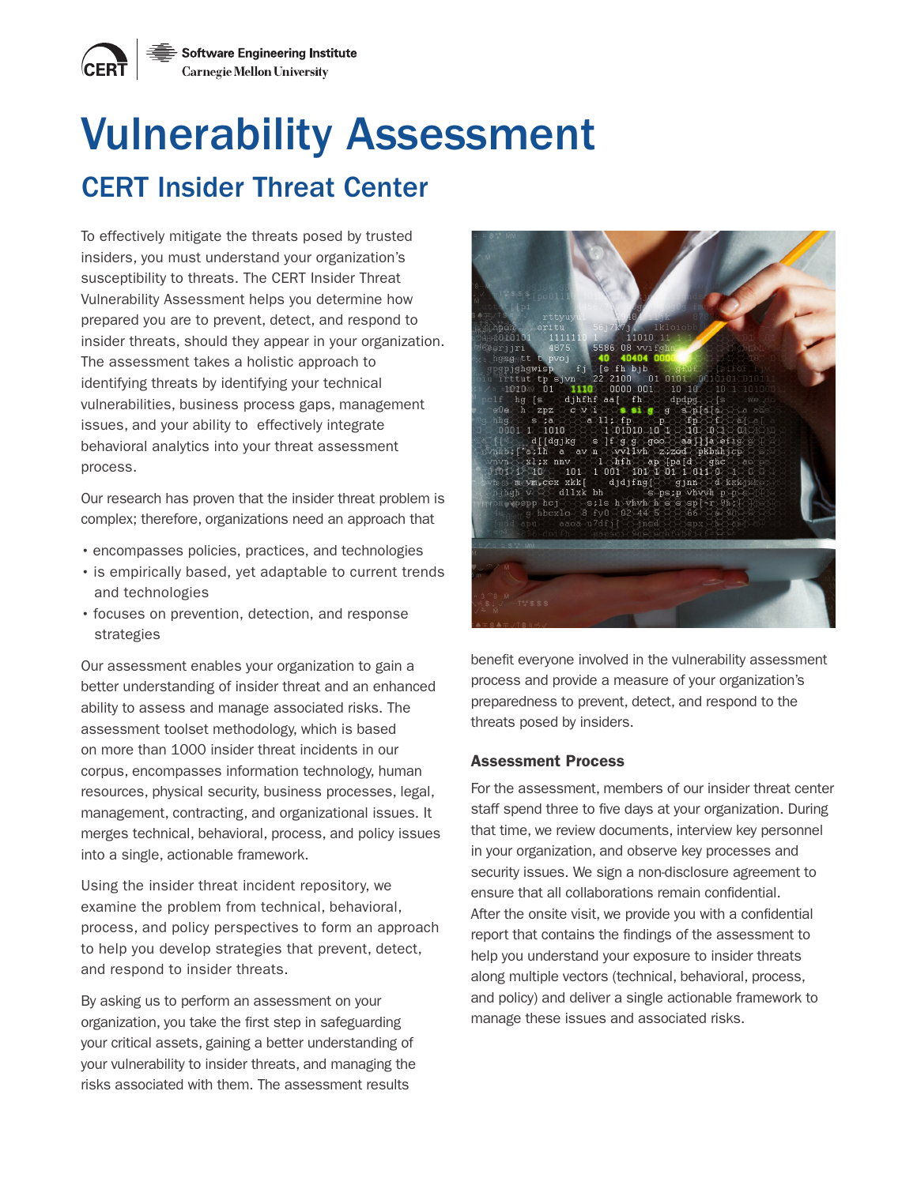# Vulnerability Assessment

## CERT Insider Threat Center

To effectively mitigate the threats posed by trusted insiders, you must understand your organization's susceptibility to threats. The CERT Insider Threat Vulnerability Assessment helps you determine how prepared you are to prevent, detect, and respond to insider threats, should they appear in your organization. The assessment takes a holistic approach to identifying threats by identifying your technical vulnerabilities, business process gaps, management issues, and your ability to effectively integrate behavioral analytics into your threat assessment process.

Our research has proven that the insider threat problem is complex; therefore, organizations need an approach that

- encompasses policies, practices, and technologies
- is empirically based, yet adaptable to current trends and technologies
- focuses on prevention, detection, and response strategies

Our assessment enables your organization to gain a better understanding of insider threat and an enhanced ability to assess and manage associated risks. The assessment toolset methodology, which is based on more than 1000 insider threat incidents in our corpus, encompasses information technology, human resources, physical security, business processes, legal, management, contracting, and organizational issues. It merges technical, behavioral, process, and policy issues into a single, actionable framework.

Using the insider threat incident repository, we examine the problem from technical, behavioral, process, and policy perspectives to form an approach to help you develop strategies that prevent, detect, and respond to insider threats.

By asking us to perform an assessment on your organization, you take the first step in safeguarding your critical assets, gaining a better understanding of your vulnerability to insider threats, and managing the risks associated with them. The assessment results benefit everyone involved in the vulnerability assessment process and provide a measure of your organization's preparedness to prevent, detect, and respond to the threats posed by insiders.

### Assessment Process

For the assessment, members of our insider threat center staff spend three to five days at your organization. During that time, we review documents, interview key personnel in your organization, and observe key processes and security issues. We sign a non-disclosure agreement to ensure that all collaborations remain confidential. After the onsite visit, we provide you with a confidential report that contains the findings of the assessment to help you understand your exposure to insider threats along multiple vectors (technical, behavioral, process, and policy) and deliver a single actionable framework to manage these issues and associated risks.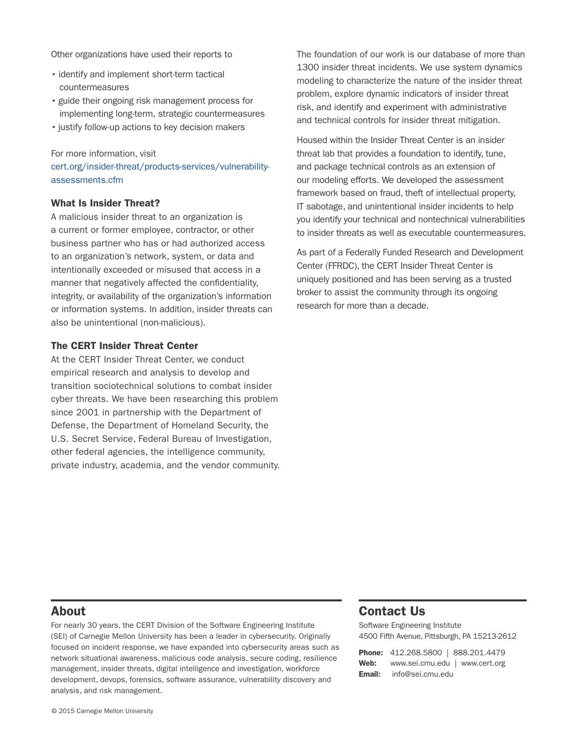Other organizations have used their reports to

- identify and implement short-term tactical countermeasures
- guide their ongoing risk management process for implementing long-term, strategic countermeasures
- justify follow-up actions to key decision makers

For more information, visit cert.org/insider-threat/products-services/vulnerability-assessments.cfm

### What Is Insider Threat?

A malicious insider threat to an organization is a current or former employee, contractor, or other business partner who has or had authorized access to an organization's network, system, or data and intentionally exceeded or misused that access in a manner that negatively affected the confidentiality, integrity, or availability of the organization's information or information systems. In addition, insider threats can also be unintentional (non-malicious).

### The CERT Insider Threat Center

At the CERT Insider Threat Center, we conduct empirical research and analysis to develop and transition sociotechnical solutions to combat insider cyber threats. We have been researching this problem since 2001 in partnership with the Department of Defense, the Department of Homeland Security, the U.S. Secret Service, Federal Bureau of Investigation, other federal agencies, the intelligence community, private industry, academia, and the vendor community.

The foundation of our work is our database of more than 1300 insider threat incidents. We use system dynamics modeling to characterize the nature of the insider threat problem, explore dynamic indicators of insider threat risk, and identify and experiment with administrative and technical controls for insider threat mitigation.

Housed within the Insider Threat Center is an insider threat lab that provides a foundation to identify, tune, and package technical controls as an extension of our modeling efforts. We developed the assessment framework based on fraud, theft of intellectual property, IT sabotage, and unintentional insider incidents to help you identify your technical and nontechnical vulnerabilities to insider threats as well as executable countermeasures.

As part of a Federally Funded Research and Development Center (FFRDC), the CERT Insider Threat Center is uniquely positioned and has been serving as a trusted broker to assist the community through its ongoing research for more than a decade.

## About

For nearly 30 years, the CERT Division of the Software Engineering Institute (SEI) of Carnegie Mellon University has been a leader in cybersecurity. Originally focused on incident response, we have expanded into cybersecurity areas such as network situational awareness, malicious code analysis, secure coding, resilience management, insider threats, digital intelligence and investigation, workforce development, devops, forensics, software assurance, vulnerability discovery and analysis, and risk management.

## Contact Us

Software Engineering Institute
4500 Fifth Avenue, Pittsburgh, PA 15213-2612

**Phone:** 412.268.5800 | 888.201.4479
**Web:** www.sei.cmu.edu | www.cert.org
**Email:** info@sei.cmu.edu

© 2015 Carnegie Mellon University